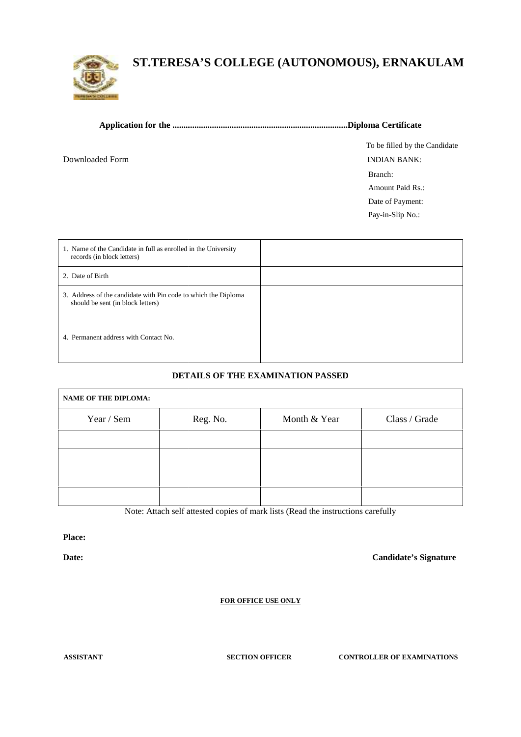# ST.TERESA'S COLLEGE (AUTONOMOUS), ERNAKULAM

**Application for the ..............................................................................Diploma Certificate**

Downloaded Form

To be filled by the Candidate

INDIAN BANK:

Branch:

Amount Paid Rs.:

Date of Payment:

Pay-in-Slip No.:

| | |
|---|---|
| 1. Name of the Candidate in full as enrolled in the University records (in block letters) | |
| 2. Date of Birth | |
| 3. Address of the candidate with Pin code to which the Diploma should be sent (in block letters) | |
| 4. Permanent address with Contact No. | |

**DETAILS OF THE EXAMINATION PASSED**

| **NAME OF THE DIPLOMA:** | | | |
|---|---|---|---|
| Year / Sem | Reg. No. | Month & Year | Class / Grade |
| | | | |
| | | | |
| | | | |
| | | | |

Note: Attach self attested copies of mark lists (Read the instructions carefully

**Place:**

**Date:** **Candidate's Signature**

**FOR OFFICE USE ONLY**

**ASSISTANT** **SECTION OFFICER** **CONTROLLER OF EXAMINATIONS**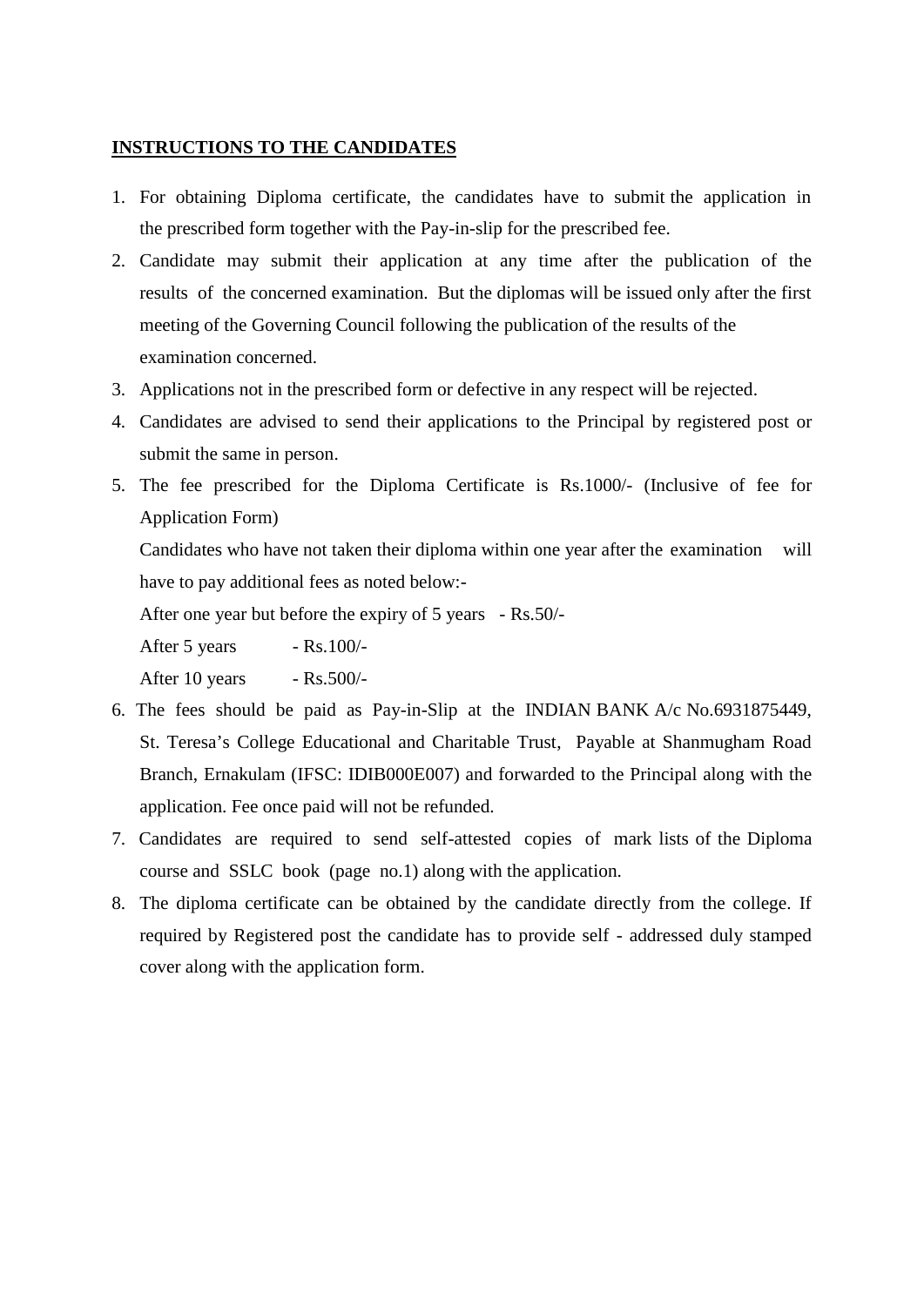**INSTRUCTIONS TO THE CANDIDATES**

1. For obtaining Diploma certificate, the candidates have to submit the application in the prescribed form together with the Pay-in-slip for the prescribed fee.
2. Candidate may submit their application at any time after the publication of the results of the concerned examination. But the diplomas will be issued only after the first meeting of the Governing Council following the publication of the results of the examination concerned.
3. Applications not in the prescribed form or defective in any respect will be rejected.
4. Candidates are advised to send their applications to the Principal by registered post or submit the same in person.
5. The fee prescribed for the Diploma Certificate is Rs.1000/- (Inclusive of fee for Application Form)

   Candidates who have not taken their diploma within one year after the examination will have to pay additional fees as noted below:-

   After one year but before the expiry of 5 years - Rs.50/-

   After 5 years - Rs.100/-

   After 10 years - Rs.500/-
6. The fees should be paid as Pay-in-Slip at the INDIAN BANK A/c No.6931875449, St. Teresa's College Educational and Charitable Trust, Payable at Shanmugham Road Branch, Ernakulam (IFSC: IDIB000E007) and forwarded to the Principal along with the application. Fee once paid will not be refunded.
7. Candidates are required to send self-attested copies of mark lists of the Diploma course and SSLC book (page no.1) along with the application.
8. The diploma certificate can be obtained by the candidate directly from the college. If required by Registered post the candidate has to provide self - addressed duly stamped cover along with the application form.